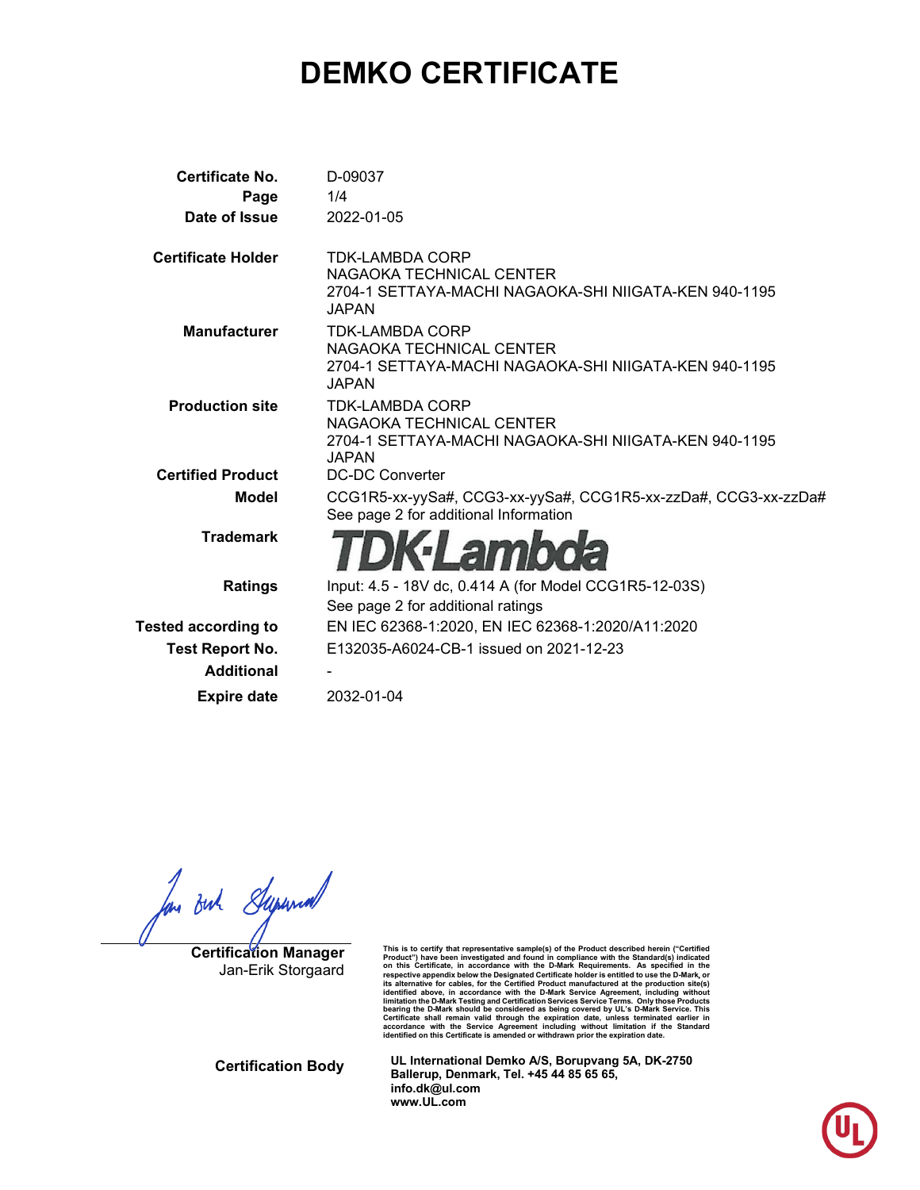# DEMKO CERTIFICATE

| | |
|---|---|
| **Certificate No.** | D-09037 |
| **Page** | 1/4 |
| **Date of Issue** | 2022-01-05 |
| **Certificate Holder** | TDK-LAMBDA CORP<br>NAGAOKA TECHNICAL CENTER<br>2704-1 SETTAYA-MACHI NAGAOKA-SHI NIIGATA-KEN 940-1195<br>JAPAN |
| **Manufacturer** | TDK-LAMBDA CORP<br>NAGAOKA TECHNICAL CENTER<br>2704-1 SETTAYA-MACHI NAGAOKA-SHI NIIGATA-KEN 940-1195<br>JAPAN |
| **Production site** | TDK-LAMBDA CORP<br>NAGAOKA TECHNICAL CENTER<br>2704-1 SETTAYA-MACHI NAGAOKA-SHI NIIGATA-KEN 940-1195<br>JAPAN |
| **Certified Product** | DC-DC Converter |
| **Model** | CCG1R5-xx-yySa#, CCG3-xx-yySa#, CCG1R5-xx-zzDa#, CCG3-xx-zzDa#<br>See page 2 for additional Information |
| **Trademark** | TDK-Lambda |
| **Ratings** | Input: 4.5 - 18V dc, 0.414 A (for Model CCG1R5-12-03S)<br>See page 2 for additional ratings |
| **Tested according to** | EN IEC 62368-1:2020, EN IEC 62368-1:2020/A11:2020 |
| **Test Report No.** | E132035-A6024-CB-1 issued on 2021-12-23 |
| **Additional** | - |
| **Expire date** | 2032-01-04 |

**Certification Manager**
Jan-Erik Storgaard

This is to certify that representative sample(s) of the Product described herein ("Certified Product") have been investigated and found in compliance with the Standard(s) indicated on this Certificate, in accordance with the D-Mark Requirements. As specified in the respective appendix below the Designated Certificate holder is entitled to use the D-Mark, or its alternative for cables, for the Certified Product manufactured at the production site(s) identified above, in accordance with the D-Mark Service Agreement, including without limitation the D-Mark Testing and Certification Services Service Terms. Only those Products bearing the D-Mark should be considered as being covered by UL's D-Mark Service. This Certificate shall remain valid through the expiration date, unless terminated earlier in accordance with the Service Agreement including without limitation if the Standard identified on this Certificate is amended or withdrawn prior the expiration date.

**Certification Body**

**UL International Demko A/S, Borupvang 5A, DK-2750 Ballerup, Denmark, Tel. +45 44 85 65 65, info.dk@ul.com www.UL.com**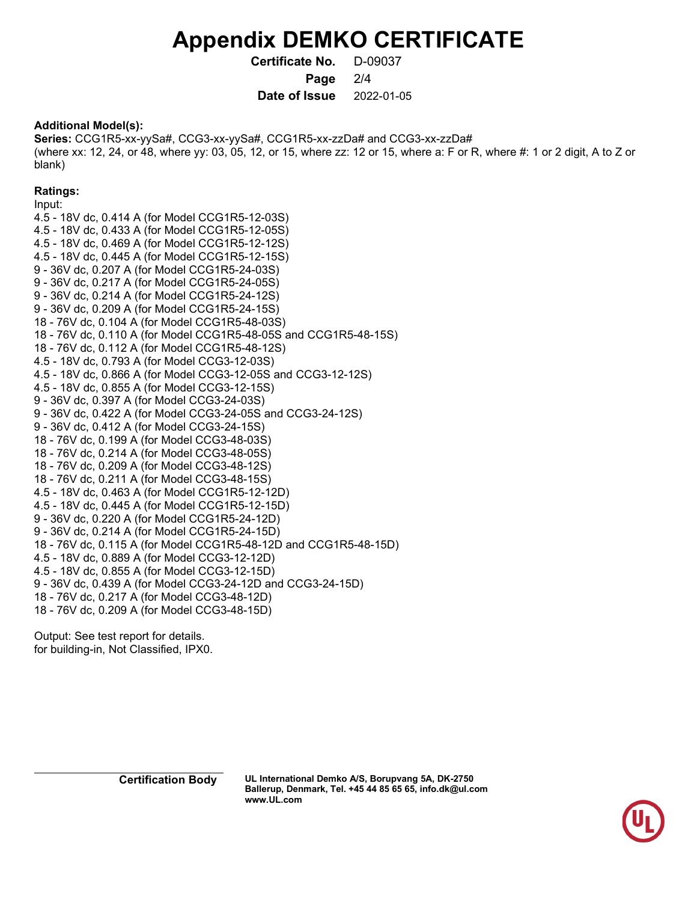# Appendix DEMKO CERTIFICATE

**Certificate No.** D-09037

**Date of Issue** 2022-01-05

**Additional Model(s):**

**Series:** CCG1R5-xx-yySa#, CCG3-xx-yySa#, CCG1R5-xx-zzDa# and CCG3-xx-zzDa#
(where xx: 12, 24, or 48, where yy: 03, 05, 12, or 15, where zz: 12 or 15, where a: F or R, where #: 1 or 2 digit, A to Z or blank)

**Ratings:**

Input:
4.5 - 18V dc, 0.414 A (for Model CCG1R5-12-03S)
4.5 - 18V dc, 0.433 A (for Model CCG1R5-12-05S)
4.5 - 18V dc, 0.469 A (for Model CCG1R5-12-12S)
4.5 - 18V dc, 0.445 A (for Model CCG1R5-12-15S)
9 - 36V dc, 0.207 A (for Model CCG1R5-24-03S)
9 - 36V dc, 0.217 A (for Model CCG1R5-24-05S)
9 - 36V dc, 0.214 A (for Model CCG1R5-24-12S)
9 - 36V dc, 0.209 A (for Model CCG1R5-24-15S)
18 - 76V dc, 0.104 A (for Model CCG1R5-48-03S)
18 - 76V dc, 0.110 A (for Model CCG1R5-48-05S and CCG1R5-48-15S)
18 - 76V dc, 0.112 A (for Model CCG1R5-48-12S)
4.5 - 18V dc, 0.793 A (for Model CCG3-12-03S)
4.5 - 18V dc, 0.866 A (for Model CCG3-12-05S and CCG3-12-12S)
4.5 - 18V dc, 0.855 A (for Model CCG3-12-15S)
9 - 36V dc, 0.397 A (for Model CCG3-24-03S)
9 - 36V dc, 0.422 A (for Model CCG3-24-05S and CCG3-24-12S)
9 - 36V dc, 0.412 A (for Model CCG3-24-15S)
18 - 76V dc, 0.199 A (for Model CCG3-48-03S)
18 - 76V dc, 0.214 A (for Model CCG3-48-05S)
18 - 76V dc, 0.209 A (for Model CCG3-48-12S)
18 - 76V dc, 0.211 A (for Model CCG3-48-15S)
4.5 - 18V dc, 0.463 A (for Model CCG1R5-12-12D)
4.5 - 18V dc, 0.445 A (for Model CCG1R5-12-15D)
9 - 36V dc, 0.220 A (for Model CCG1R5-24-12D)
9 - 36V dc, 0.214 A (for Model CCG1R5-24-15D)
18 - 76V dc, 0.115 A (for Model CCG1R5-48-12D and CCG1R5-48-15D)
4.5 - 18V dc, 0.889 A (for Model CCG3-12-12D)
4.5 - 18V dc, 0.855 A (for Model CCG3-12-15D)
9 - 36V dc, 0.439 A (for Model CCG3-24-12D and CCG3-24-15D)
18 - 76V dc, 0.217 A (for Model CCG3-48-12D)
18 - 76V dc, 0.209 A (for Model CCG3-48-15D)

Output: See test report for details.
for building-in, Not Classified, IPX0.

**Certification Body** **UL International Demko A/S, Borupvang 5A, DK-2750 Ballerup, Denmark, Tel. +45 44 85 65 65, info.dk@ul.com www.UL.com**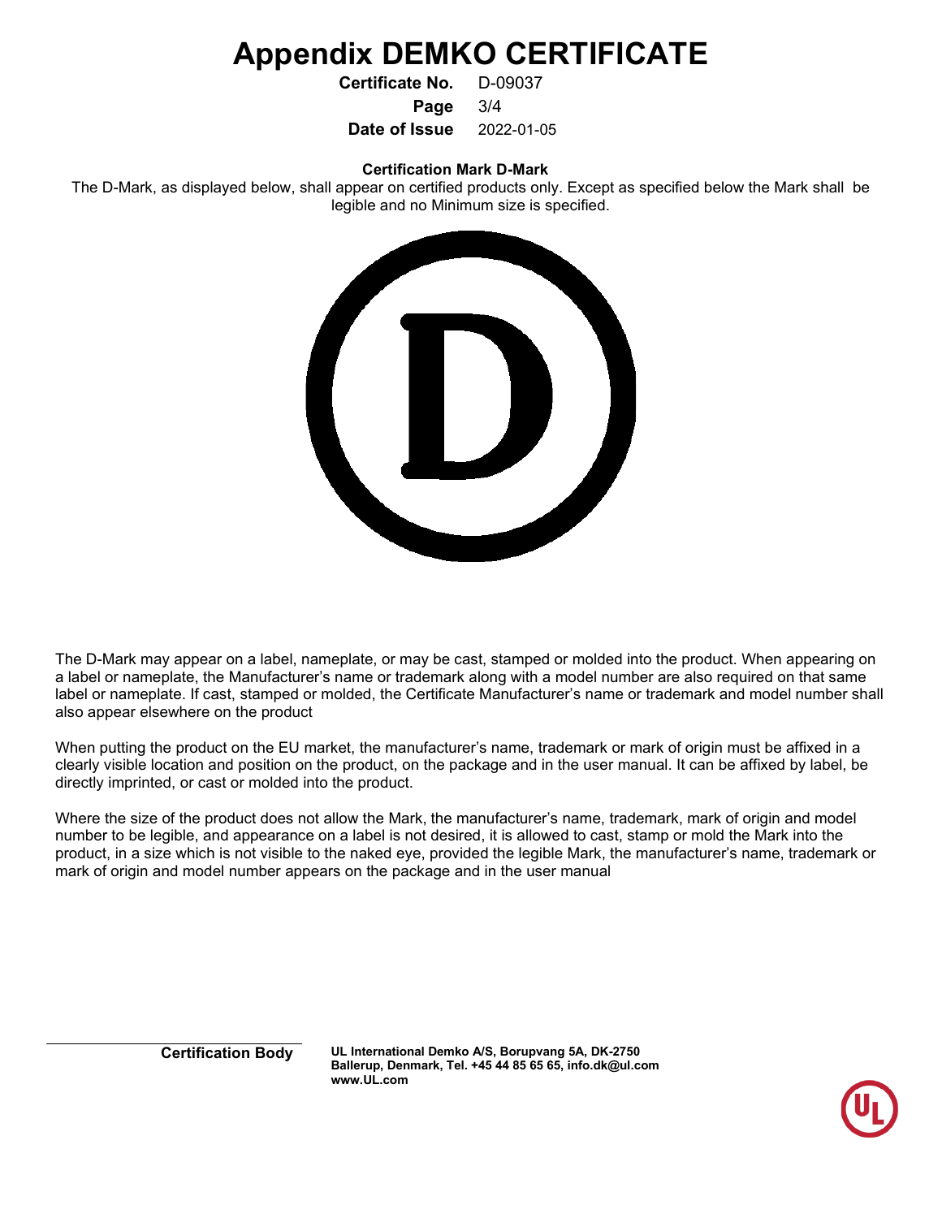# Appendix DEMKO CERTIFICATE

**Certificate No.** D-09037

**Date of Issue** 2022-01-05

**Certification Mark D-Mark**

The D-Mark, as displayed below, shall appear on certified products only. Except as specified below the Mark shall be legible and no Minimum size is specified.

The D-Mark may appear on a label, nameplate, or may be cast, stamped or molded into the product. When appearing on a label or nameplate, the Manufacturer's name or trademark along with a model number are also required on that same label or nameplate. If cast, stamped or molded, the Certificate Manufacturer's name or trademark and model number shall also appear elsewhere on the product

When putting the product on the EU market, the manufacturer's name, trademark or mark of origin must be affixed in a clearly visible location and position on the product, on the package and in the user manual. It can be affixed by label, be directly imprinted, or cast or molded into the product.

Where the size of the product does not allow the Mark, the manufacturer's name, trademark, mark of origin and model number to be legible, and appearance on a label is not desired, it is allowed to cast, stamp or mold the Mark into the product, in a size which is not visible to the naked eye, provided the legible Mark, the manufacturer's name, trademark or mark of origin and model number appears on the package and in the user manual

**Certification Body** **UL International Demko A/S, Borupvang 5A, DK-2750 Ballerup, Denmark, Tel. +45 44 85 65 65, info.dk@ul.com www.UL.com**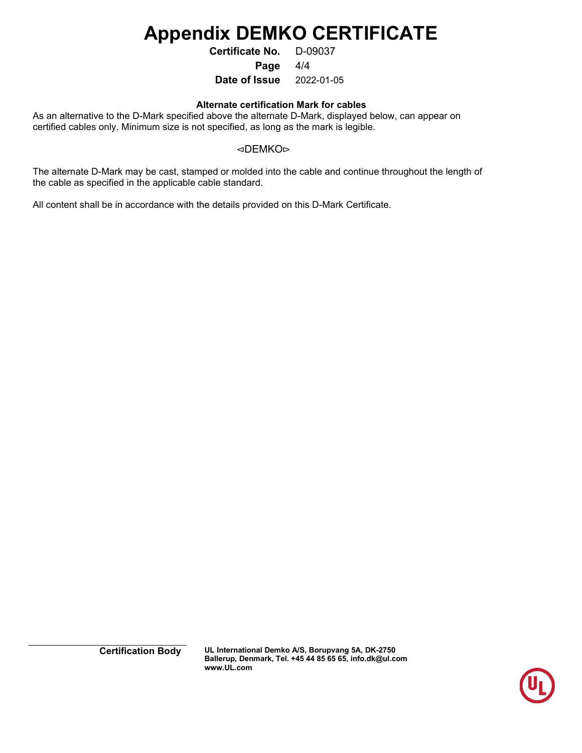# Appendix DEMKO CERTIFICATE

**Certificate No.** D-09037

**Date of Issue** 2022-01-05

**Alternate certification Mark for cables**

As an alternative to the D-Mark specified above the alternate D-Mark, displayed below, can appear on certified cables only. Minimum size is not specified, as long as the mark is legible.

◃DEMKO▹

The alternate D-Mark may be cast, stamped or molded into the cable and continue throughout the length of the cable as specified in the applicable cable standard.

All content shall be in accordance with the details provided on this D-Mark Certificate.

**Certification Body** **UL International Demko A/S, Borupvang 5A, DK-2750 Ballerup, Denmark, Tel. +45 44 85 65 65, info.dk@ul.com www.UL.com**